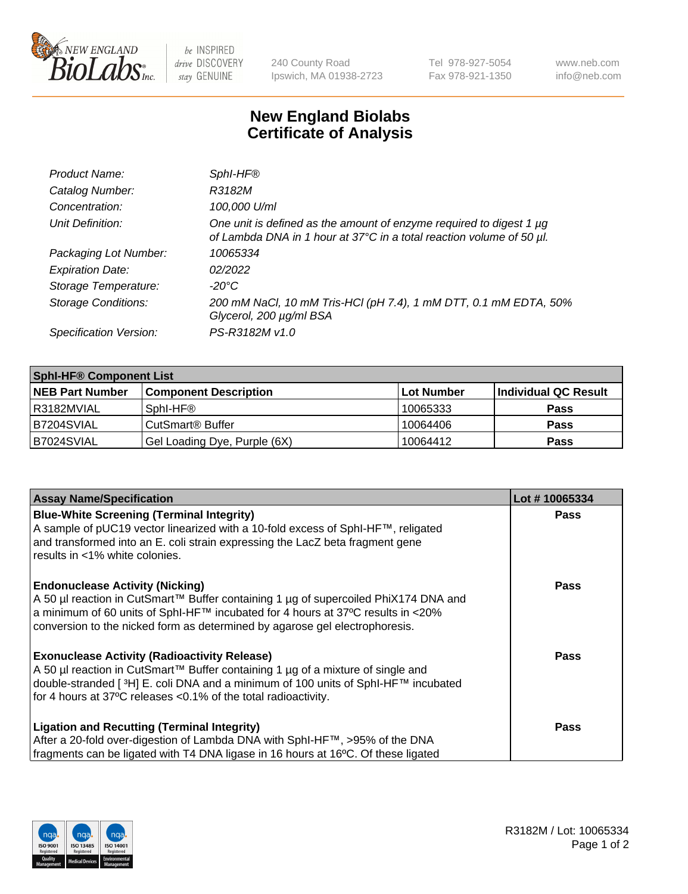# New England Biolabs Certificate of Analysis

| | |
|---|---|
| *Product Name:* | *SphI-HF®* |
| *Catalog Number:* | *R3182M* |
| *Concentration:* | *100,000 U/ml* |
| *Unit Definition:* | *One unit is defined as the amount of enzyme required to digest 1 µg of Lambda DNA in 1 hour at 37°C in a total reaction volume of 50 µl.* |
| *Packaging Lot Number:* | *10065334* |
| *Expiration Date:* | *02/2022* |
| *Storage Temperature:* | *-20°C* |
| *Storage Conditions:* | *200 mM NaCl, 10 mM Tris-HCl (pH 7.4), 1 mM DTT, 0.1 mM EDTA, 50% Glycerol, 200 µg/ml BSA* |
| *Specification Version:* | *PS-R3182M v1.0* |

| SphI-HF® Component List | | | |
|---|---|---|---|
| **NEB Part Number** | **Component Description** | **Lot Number** | **Individual QC Result** |
| R3182MVIAL | SphI-HF® | 10065333 | **Pass** |
| B7204SVIAL | CutSmart® Buffer | 10064406 | **Pass** |
| B7024SVIAL | Gel Loading Dye, Purple (6X) | 10064412 | **Pass** |

| Assay Name/Specification | Lot # 10065334 |
|---|---|
| **Blue-White Screening (Terminal Integrity)** A sample of pUC19 vector linearized with a 10-fold excess of SphI-HF™, religated and transformed into an E. coli strain expressing the LacZ beta fragment gene results in <1% white colonies. | **Pass** |
| **Endonuclease Activity (Nicking)** A 50 µl reaction in CutSmart™ Buffer containing 1 µg of supercoiled PhiX174 DNA and a minimum of 60 units of SphI-HF™ incubated for 4 hours at 37ºC results in <20% conversion to the nicked form as determined by agarose gel electrophoresis. | **Pass** |
| **Exonuclease Activity (Radioactivity Release)** A 50 µl reaction in CutSmart™ Buffer containing 1 µg of a mixture of single and double-stranded [$^{3}$H] E. coli DNA and a minimum of 100 units of SphI-HF™ incubated for 4 hours at 37ºC releases <0.1% of the total radioactivity. | **Pass** |
| **Ligation and Recutting (Terminal Integrity)** After a 20-fold over-digestion of Lambda DNA with SphI-HF™, >95% of the DNA fragments can be ligated with T4 DNA ligase in 16 hours at 16ºC. Of these ligated | **Pass** |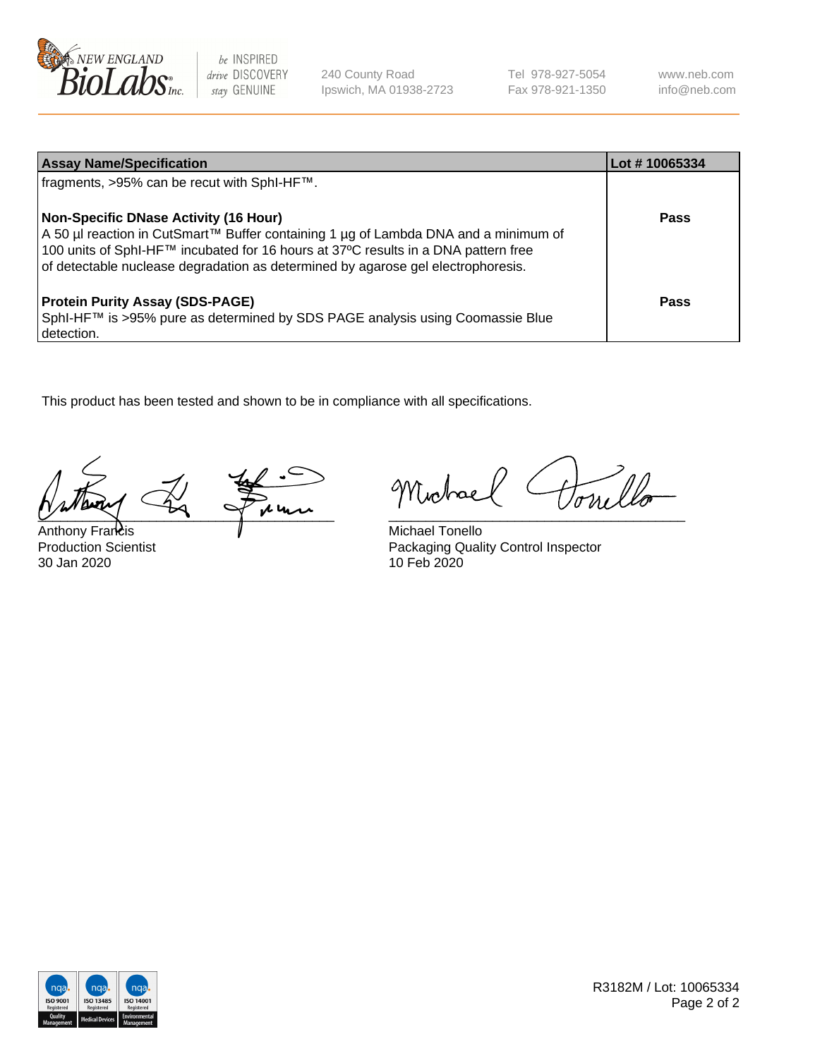| Assay Name/Specification | Lot # 10065334 |
|---|---|
| fragments, >95% can be recut with SphI-HF™. | |
| **Non-Specific DNase Activity (16 Hour)**<br>A 50 µl reaction in CutSmart™ Buffer containing 1 µg of Lambda DNA and a minimum of 100 units of SphI-HF™ incubated for 16 hours at 37ºC results in a DNA pattern free of detectable nuclease degradation as determined by agarose gel electrophoresis. | **Pass** |
| **Protein Purity Assay (SDS-PAGE)**<br>SphI-HF™ is >95% pure as determined by SDS PAGE analysis using Coomassie Blue detection. | **Pass** |

This product has been tested and shown to be in compliance with all specifications.

Anthony Francis
Production Scientist
30 Jan 2020

Michael Tonello
Packaging Quality Control Inspector
10 Feb 2020

R3182M / Lot: 10065334